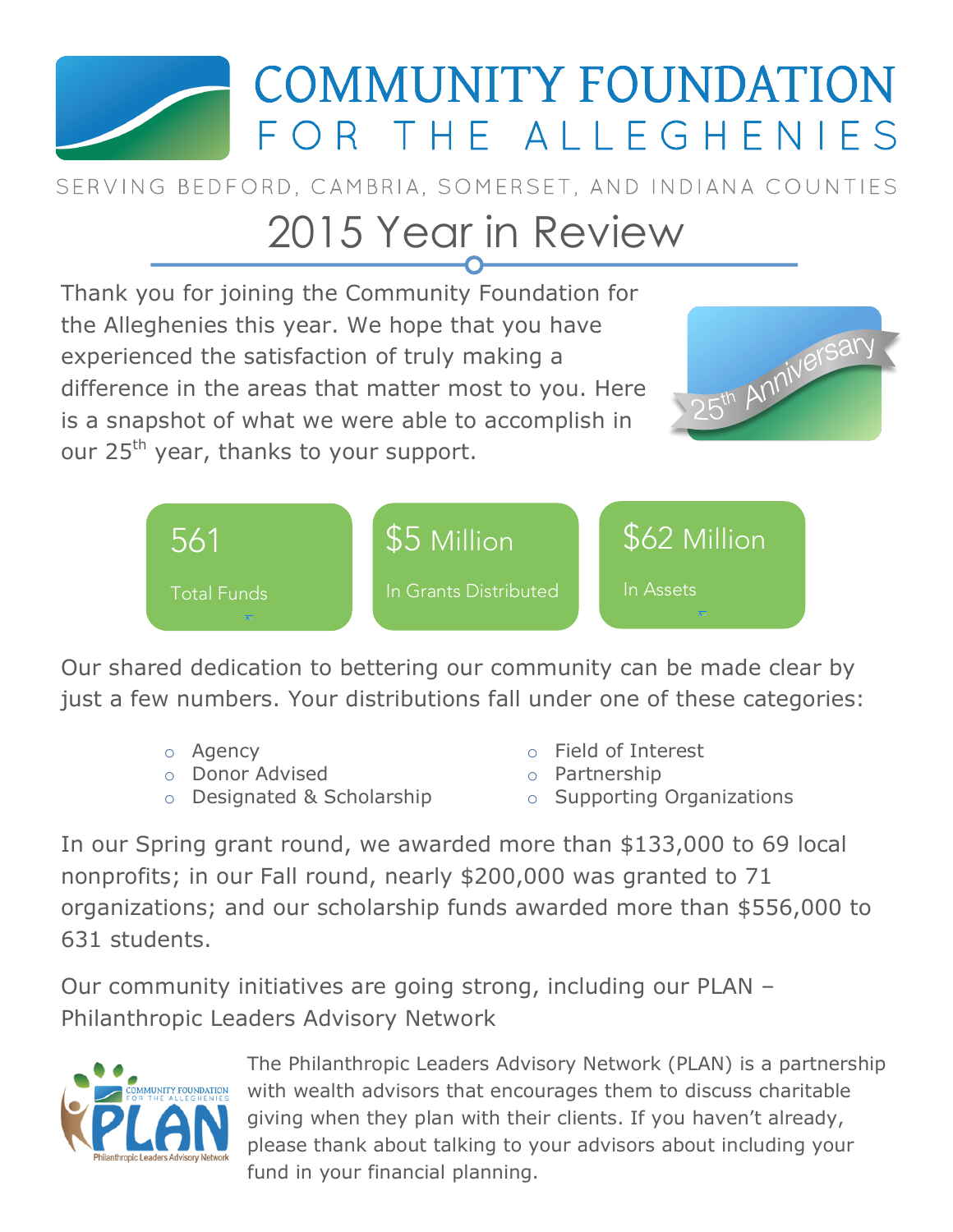# COMMUNITY FOUNDATION FOR THE ALLEGHENIES

SERVING BEDFORD, CAMBRIA, SOMERSET, AND INDIANA COUNTIES

## 2015 Year in Review

Thank you for joining the Community Foundation for the Alleghenies this year. We hope that you have experienced the satisfaction of truly making a difference in the areas that matter most to you. Here is a snapshot of what we were able to accomplish in our 25th year, thanks to your support.

25th Anniversary

**561**
Total Funds

**$5 Million**
In Grants Distributed

**$62 Million**
In Assets

Our shared dedication to bettering our community can be made clear by just a few numbers. Your distributions fall under one of these categories:

- Agency
- Donor Advised
- Designated & Scholarship
- Field of Interest
- Partnership
- Supporting Organizations

In our Spring grant round, we awarded more than $133,000 to 69 local nonprofits; in our Fall round, nearly $200,000 was granted to 71 organizations; and our scholarship funds awarded more than $556,000 to 631 students.

Our community initiatives are going strong, including our PLAN – Philanthropic Leaders Advisory Network

COMMUNITY FOUNDATION FOR THE ALLEGHENIES
PLAN
Philanthropic Leaders Advisory Network

The Philanthropic Leaders Advisory Network (PLAN) is a partnership with wealth advisors that encourages them to discuss charitable giving when they plan with their clients. If you haven't already, please thank about talking to your advisors about including your fund in your financial planning.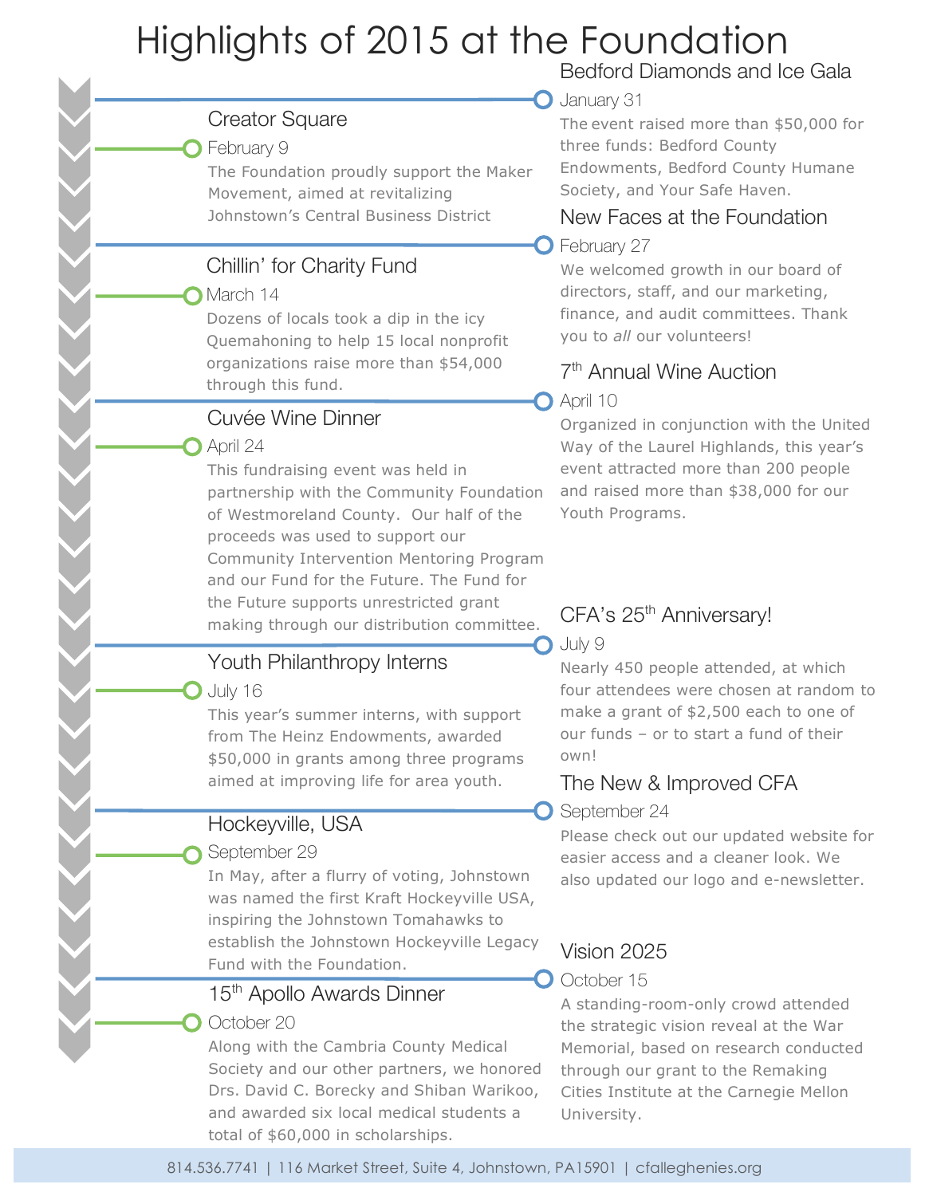# Highlights of 2015 at the Foundation

### Bedford Diamonds and Ice Gala

January 31

The event raised more than $50,000 for three funds: Bedford County Endowments, Bedford County Humane Society, and Your Safe Haven.

### Creator Square

February 9

The Foundation proudly support the Maker Movement, aimed at revitalizing Johnstown's Central Business District

### New Faces at the Foundation

February 27

We welcomed growth in our board of directors, staff, and our marketing, finance, and audit committees. Thank you to *all* our volunteers!

### Chillin' for Charity Fund

March 14

Dozens of locals took a dip in the icy Quemahoning to help 15 local nonprofit organizations raise more than $54,000 through this fund.

### 7th Annual Wine Auction

April 10

Organized in conjunction with the United Way of the Laurel Highlands, this year's event attracted more than 200 people and raised more than $38,000 for our Youth Programs.

### Cuvée Wine Dinner

April 24

This fundraising event was held in partnership with the Community Foundation of Westmoreland County. Our half of the proceeds was used to support our Community Intervention Mentoring Program and our Fund for the Future. The Fund for the Future supports unrestricted grant making through our distribution committee.

### CFA's 25th Anniversary!

July 9

Nearly 450 people attended, at which four attendees were chosen at random to make a grant of $2,500 each to one of our funds – or to start a fund of their own!

### Youth Philanthropy Interns

July 16

This year's summer interns, with support from The Heinz Endowments, awarded $50,000 in grants among three programs aimed at improving life for area youth.

### The New & Improved CFA

September 24

Please check out our updated website for easier access and a cleaner look. We also updated our logo and e-newsletter.

### Hockeyville, USA

September 29

In May, after a flurry of voting, Johnstown was named the first Kraft Hockeyville USA, inspiring the Johnstown Tomahawks to establish the Johnstown Hockeyville Legacy Fund with the Foundation.

### Vision 2025

October 15

A standing-room-only crowd attended the strategic vision reveal at the War Memorial, based on research conducted through our grant to the Remaking Cities Institute at the Carnegie Mellon University.

### 15th Apollo Awards Dinner

October 20

Along with the Cambria County Medical Society and our other partners, we honored Drs. David C. Borecky and Shiban Warikoo, and awarded six local medical students a total of $60,000 in scholarships.

814.536.7741 | 116 Market Street, Suite 4, Johnstown, PA15901 | cfalleghenies.org